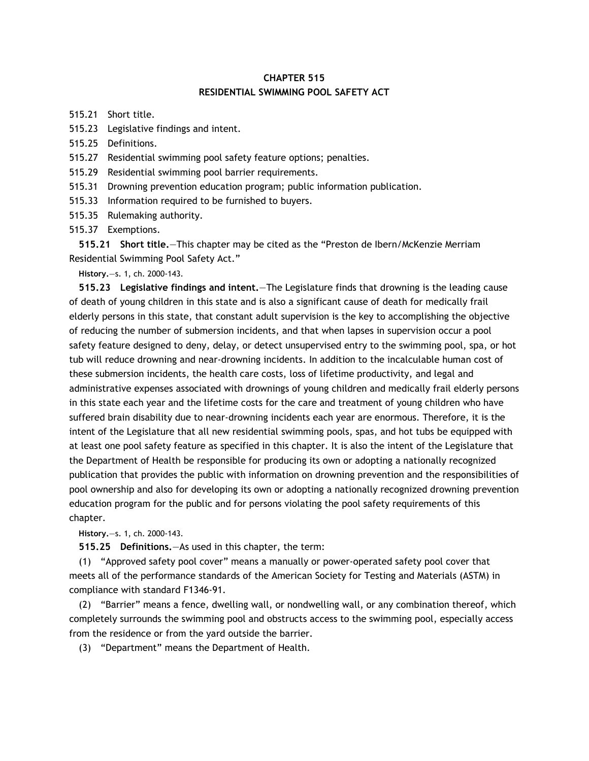# CHAPTER 515

## RESIDENTIAL SWIMMING POOL SAFETY ACT

515.21 Short title.

515.23 Legislative findings and intent.

515.25 Definitions.

515.27 Residential swimming pool safety feature options; penalties.

515.29 Residential swimming pool barrier requirements.

515.31 Drowning prevention education program; public information publication.

515.33 Information required to be furnished to buyers.

515.35 Rulemaking authority.

515.37 Exemptions.

**515.21 Short title.**—This chapter may be cited as the "Preston de Ibern/McKenzie Merriam Residential Swimming Pool Safety Act."

**History.**—s. 1, ch. 2000-143.

**515.23 Legislative findings and intent.**—The Legislature finds that drowning is the leading cause of death of young children in this state and is also a significant cause of death for medically frail elderly persons in this state, that constant adult supervision is the key to accomplishing the objective of reducing the number of submersion incidents, and that when lapses in supervision occur a pool safety feature designed to deny, delay, or detect unsupervised entry to the swimming pool, spa, or hot tub will reduce drowning and near-drowning incidents. In addition to the incalculable human cost of these submersion incidents, the health care costs, loss of lifetime productivity, and legal and administrative expenses associated with drownings of young children and medically frail elderly persons in this state each year and the lifetime costs for the care and treatment of young children who have suffered brain disability due to near-drowning incidents each year are enormous. Therefore, it is the intent of the Legislature that all new residential swimming pools, spas, and hot tubs be equipped with at least one pool safety feature as specified in this chapter. It is also the intent of the Legislature that the Department of Health be responsible for producing its own or adopting a nationally recognized publication that provides the public with information on drowning prevention and the responsibilities of pool ownership and also for developing its own or adopting a nationally recognized drowning prevention education program for the public and for persons violating the pool safety requirements of this chapter.

**History.**—s. 1, ch. 2000-143.

**515.25 Definitions.**—As used in this chapter, the term:

(1) "Approved safety pool cover" means a manually or power-operated safety pool cover that meets all of the performance standards of the American Society for Testing and Materials (ASTM) in compliance with standard F1346-91.

(2) "Barrier" means a fence, dwelling wall, or nondwelling wall, or any combination thereof, which completely surrounds the swimming pool and obstructs access to the swimming pool, especially access from the residence or from the yard outside the barrier.

(3) "Department" means the Department of Health.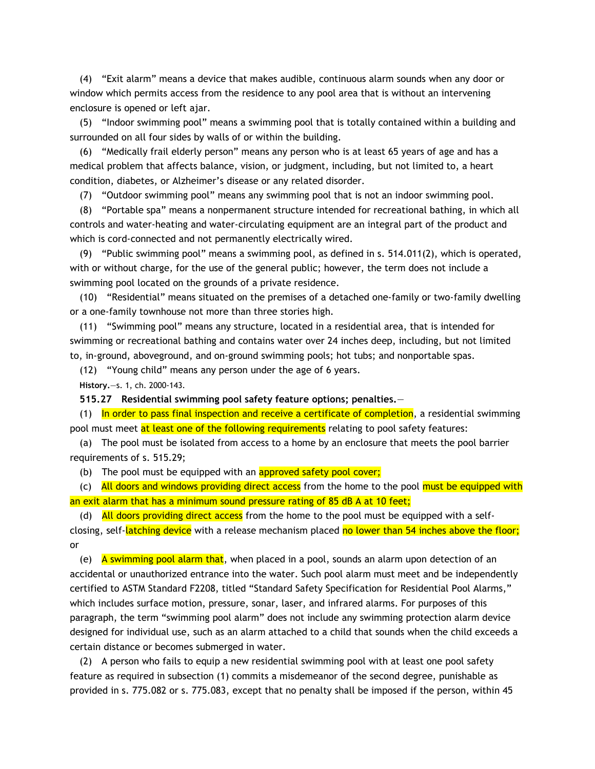(4) "Exit alarm" means a device that makes audible, continuous alarm sounds when any door or window which permits access from the residence to any pool area that is without an intervening enclosure is opened or left ajar.

(5) "Indoor swimming pool" means a swimming pool that is totally contained within a building and surrounded on all four sides by walls of or within the building.

(6) "Medically frail elderly person" means any person who is at least 65 years of age and has a medical problem that affects balance, vision, or judgment, including, but not limited to, a heart condition, diabetes, or Alzheimer's disease or any related disorder.

(7) "Outdoor swimming pool" means any swimming pool that is not an indoor swimming pool.

(8) "Portable spa" means a nonpermanent structure intended for recreational bathing, in which all controls and water-heating and water-circulating equipment are an integral part of the product and which is cord-connected and not permanently electrically wired.

(9) "Public swimming pool" means a swimming pool, as defined in s. 514.011(2), which is operated, with or without charge, for the use of the general public; however, the term does not include a swimming pool located on the grounds of a private residence.

(10) "Residential" means situated on the premises of a detached one-family or two-family dwelling or a one-family townhouse not more than three stories high.

(11) "Swimming pool" means any structure, located in a residential area, that is intended for swimming or recreational bathing and contains water over 24 inches deep, including, but not limited to, in-ground, aboveground, and on-ground swimming pools; hot tubs; and nonportable spas.

(12) "Young child" means any person under the age of 6 years.

**History.**—s. 1, ch. 2000-143.

**515.27 Residential swimming pool safety feature options; penalties.**—

(1) In order to pass final inspection and receive a certificate of completion, a residential swimming pool must meet at least one of the following requirements relating to pool safety features:

(a) The pool must be isolated from access to a home by an enclosure that meets the pool barrier requirements of s. 515.29;

(b) The pool must be equipped with an approved safety pool cover;

(c) All doors and windows providing direct access from the home to the pool must be equipped with an exit alarm that has a minimum sound pressure rating of 85 dB A at 10 feet;

(d) All doors providing direct access from the home to the pool must be equipped with a self-closing, self-latching device with a release mechanism placed no lower than 54 inches above the floor; or

(e) A swimming pool alarm that, when placed in a pool, sounds an alarm upon detection of an accidental or unauthorized entrance into the water. Such pool alarm must meet and be independently certified to ASTM Standard F2208, titled "Standard Safety Specification for Residential Pool Alarms," which includes surface motion, pressure, sonar, laser, and infrared alarms. For purposes of this paragraph, the term "swimming pool alarm" does not include any swimming protection alarm device designed for individual use, such as an alarm attached to a child that sounds when the child exceeds a certain distance or becomes submerged in water.

(2) A person who fails to equip a new residential swimming pool with at least one pool safety feature as required in subsection (1) commits a misdemeanor of the second degree, punishable as provided in s. 775.082 or s. 775.083, except that no penalty shall be imposed if the person, within 45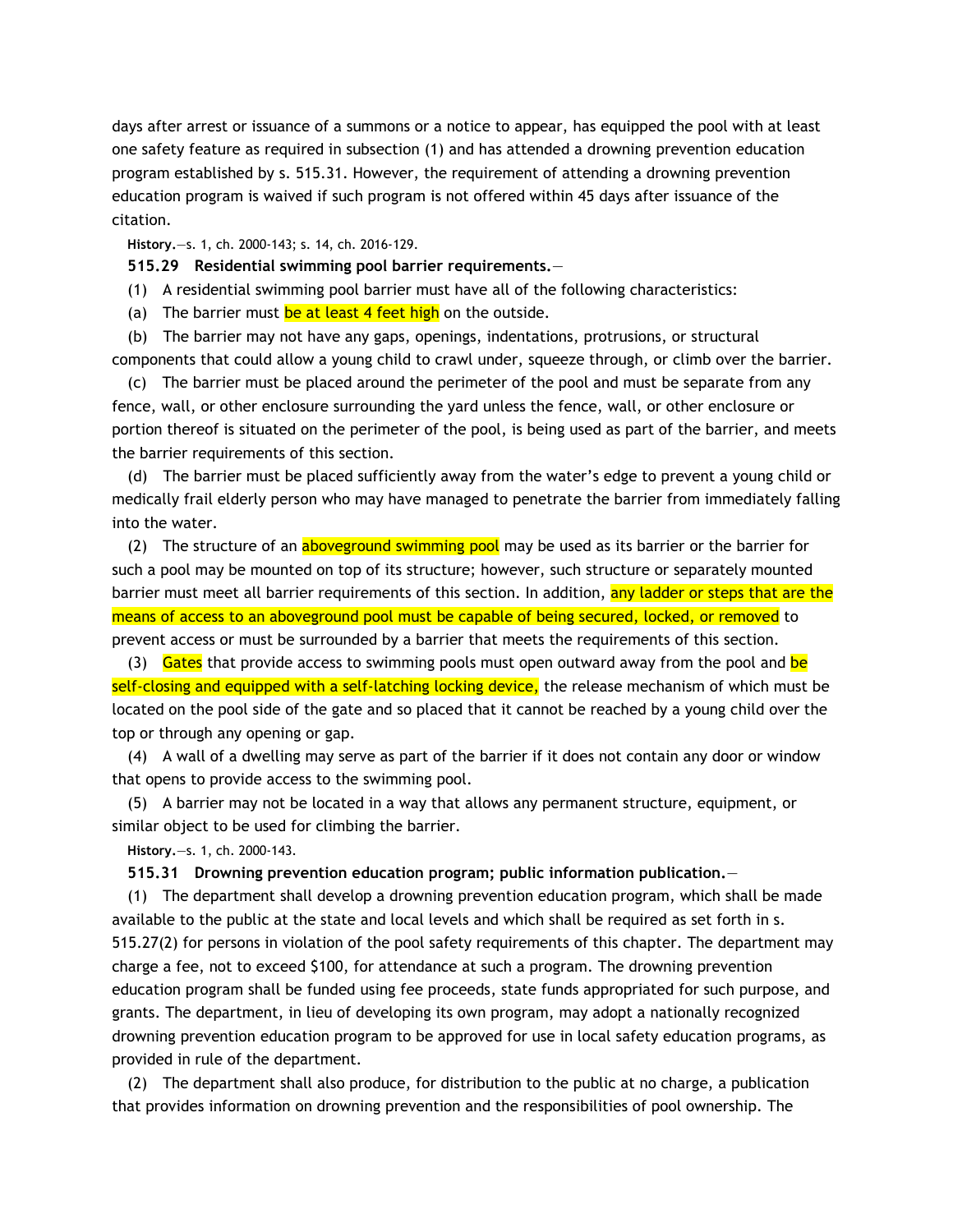days after arrest or issuance of a summons or a notice to appear, has equipped the pool with at least one safety feature as required in subsection (1) and has attended a drowning prevention education program established by s. 515.31. However, the requirement of attending a drowning prevention education program is waived if such program is not offered within 45 days after issuance of the citation.

**History.**—s. 1, ch. 2000-143; s. 14, ch. 2016-129.

**515.29 Residential swimming pool barrier requirements.**—

(1) A residential swimming pool barrier must have all of the following characteristics:

(a) The barrier must be at least 4 feet high on the outside.

(b) The barrier may not have any gaps, openings, indentations, protrusions, or structural components that could allow a young child to crawl under, squeeze through, or climb over the barrier.

(c) The barrier must be placed around the perimeter of the pool and must be separate from any fence, wall, or other enclosure surrounding the yard unless the fence, wall, or other enclosure or portion thereof is situated on the perimeter of the pool, is being used as part of the barrier, and meets the barrier requirements of this section.

(d) The barrier must be placed sufficiently away from the water's edge to prevent a young child or medically frail elderly person who may have managed to penetrate the barrier from immediately falling into the water.

(2) The structure of an aboveground swimming pool may be used as its barrier or the barrier for such a pool may be mounted on top of its structure; however, such structure or separately mounted barrier must meet all barrier requirements of this section. In addition, any ladder or steps that are the means of access to an aboveground pool must be capable of being secured, locked, or removed to prevent access or must be surrounded by a barrier that meets the requirements of this section.

(3) Gates that provide access to swimming pools must open outward away from the pool and be self-closing and equipped with a self-latching locking device, the release mechanism of which must be located on the pool side of the gate and so placed that it cannot be reached by a young child over the top or through any opening or gap.

(4) A wall of a dwelling may serve as part of the barrier if it does not contain any door or window that opens to provide access to the swimming pool.

(5) A barrier may not be located in a way that allows any permanent structure, equipment, or similar object to be used for climbing the barrier.

**History.**—s. 1, ch. 2000-143.

**515.31 Drowning prevention education program; public information publication.**—

(1) The department shall develop a drowning prevention education program, which shall be made available to the public at the state and local levels and which shall be required as set forth in s. 515.27(2) for persons in violation of the pool safety requirements of this chapter. The department may charge a fee, not to exceed $100, for attendance at such a program. The drowning prevention education program shall be funded using fee proceeds, state funds appropriated for such purpose, and grants. The department, in lieu of developing its own program, may adopt a nationally recognized drowning prevention education program to be approved for use in local safety education programs, as provided in rule of the department.

(2) The department shall also produce, for distribution to the public at no charge, a publication that provides information on drowning prevention and the responsibilities of pool ownership. The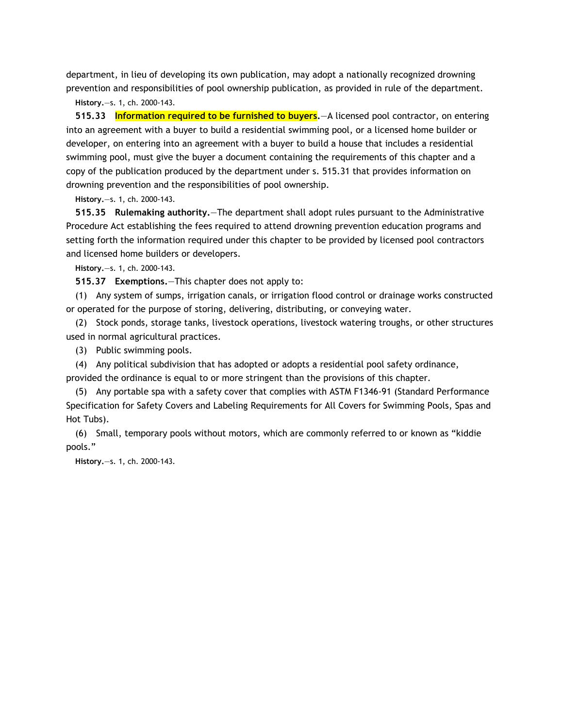department, in lieu of developing its own publication, may adopt a nationally recognized drowning prevention and responsibilities of pool ownership publication, as provided in rule of the department.

**History.**—s. 1, ch. 2000-143.

**515.33 Information required to be furnished to buyers.**—A licensed pool contractor, on entering into an agreement with a buyer to build a residential swimming pool, or a licensed home builder or developer, on entering into an agreement with a buyer to build a house that includes a residential swimming pool, must give the buyer a document containing the requirements of this chapter and a copy of the publication produced by the department under s. 515.31 that provides information on drowning prevention and the responsibilities of pool ownership.

**History.**—s. 1, ch. 2000-143.

**515.35 Rulemaking authority.**—The department shall adopt rules pursuant to the Administrative Procedure Act establishing the fees required to attend drowning prevention education programs and setting forth the information required under this chapter to be provided by licensed pool contractors and licensed home builders or developers.

**History.**—s. 1, ch. 2000-143.

**515.37 Exemptions.**—This chapter does not apply to:

(1) Any system of sumps, irrigation canals, or irrigation flood control or drainage works constructed or operated for the purpose of storing, delivering, distributing, or conveying water.

(2) Stock ponds, storage tanks, livestock operations, livestock watering troughs, or other structures used in normal agricultural practices.

(3) Public swimming pools.

(4) Any political subdivision that has adopted or adopts a residential pool safety ordinance, provided the ordinance is equal to or more stringent than the provisions of this chapter.

(5) Any portable spa with a safety cover that complies with ASTM F1346-91 (Standard Performance Specification for Safety Covers and Labeling Requirements for All Covers for Swimming Pools, Spas and Hot Tubs).

(6) Small, temporary pools without motors, which are commonly referred to or known as "kiddie pools."

**History.**—s. 1, ch. 2000-143.